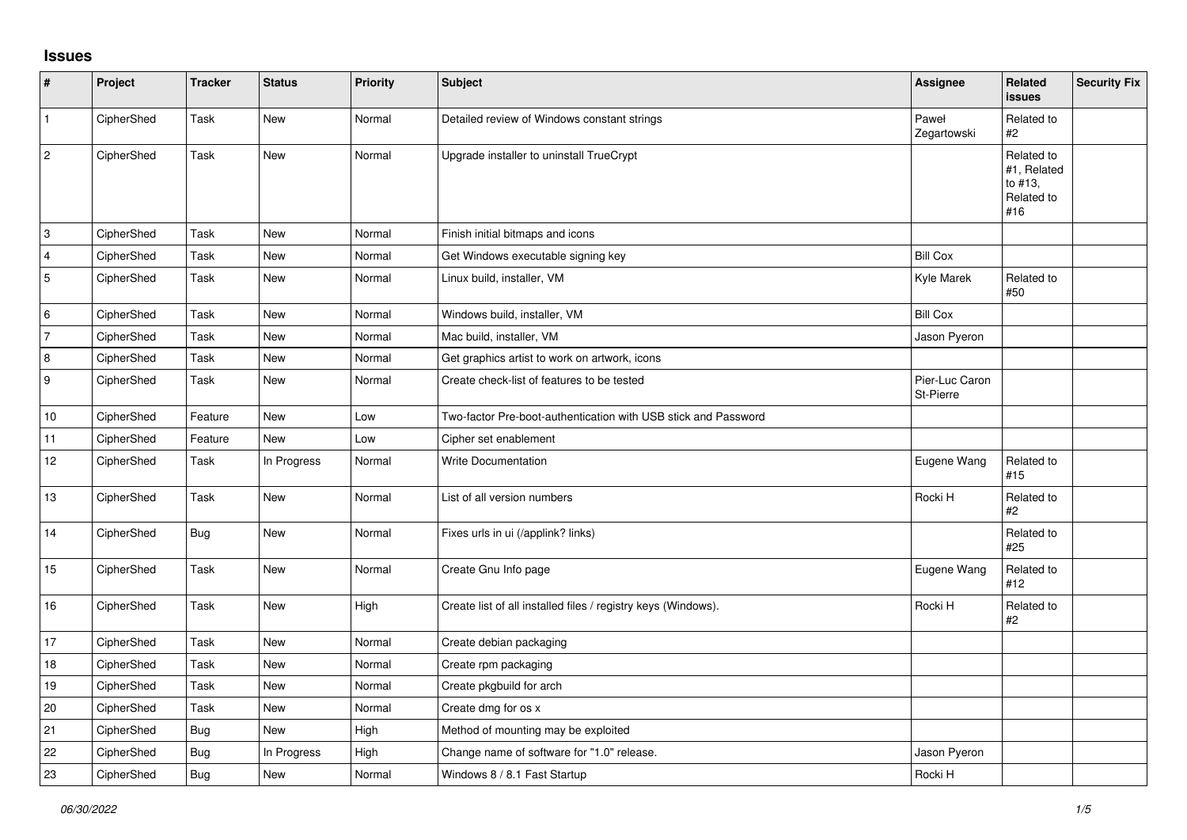## Issues

| # | Project | Tracker | Status | Priority | Subject | Assignee | Related issues | Security Fix |
|---|---|---|---|---|---|---|---|---|
| 1 | CipherShed | Task | New | Normal | Detailed review of Windows constant strings | Paweł Zegartowski | Related to #2 | |
| 2 | CipherShed | Task | New | Normal | Upgrade installer to uninstall TrueCrypt | | Related to #1, Related to #13, Related to #16 | |
| 3 | CipherShed | Task | New | Normal | Finish initial bitmaps and icons | | | |
| 4 | CipherShed | Task | New | Normal | Get Windows executable signing key | Bill Cox | | |
| 5 | CipherShed | Task | New | Normal | Linux build, installer, VM | Kyle Marek | Related to #50 | |
| 6 | CipherShed | Task | New | Normal | Windows build, installer, VM | Bill Cox | | |
| 7 | CipherShed | Task | New | Normal | Mac build, installer, VM | Jason Pyeron | | |
| 8 | CipherShed | Task | New | Normal | Get graphics artist to work on artwork, icons | | | |
| 9 | CipherShed | Task | New | Normal | Create check-list of features to be tested | Pier-Luc Caron St-Pierre | | |
| 10 | CipherShed | Feature | New | Low | Two-factor Pre-boot-authentication with USB stick and Password | | | |
| 11 | CipherShed | Feature | New | Low | Cipher set enablement | | | |
| 12 | CipherShed | Task | In Progress | Normal | Write Documentation | Eugene Wang | Related to #15 | |
| 13 | CipherShed | Task | New | Normal | List of all version numbers | Rocki H | Related to #2 | |
| 14 | CipherShed | Bug | New | Normal | Fixes urls in ui (/applink? links) | | Related to #25 | |
| 15 | CipherShed | Task | New | Normal | Create Gnu Info page | Eugene Wang | Related to #12 | |
| 16 | CipherShed | Task | New | High | Create list of all installed files / registry keys (Windows). | Rocki H | Related to #2 | |
| 17 | CipherShed | Task | New | Normal | Create debian packaging | | | |
| 18 | CipherShed | Task | New | Normal | Create rpm packaging | | | |
| 19 | CipherShed | Task | New | Normal | Create pkgbuild for arch | | | |
| 20 | CipherShed | Task | New | Normal | Create dmg for os x | | | |
| 21 | CipherShed | Bug | New | High | Method of mounting may be exploited | | | |
| 22 | CipherShed | Bug | In Progress | High | Change name of software for "1.0" release. | Jason Pyeron | | |
| 23 | CipherShed | Bug | New | Normal | Windows 8 / 8.1 Fast Startup | Rocki H | | |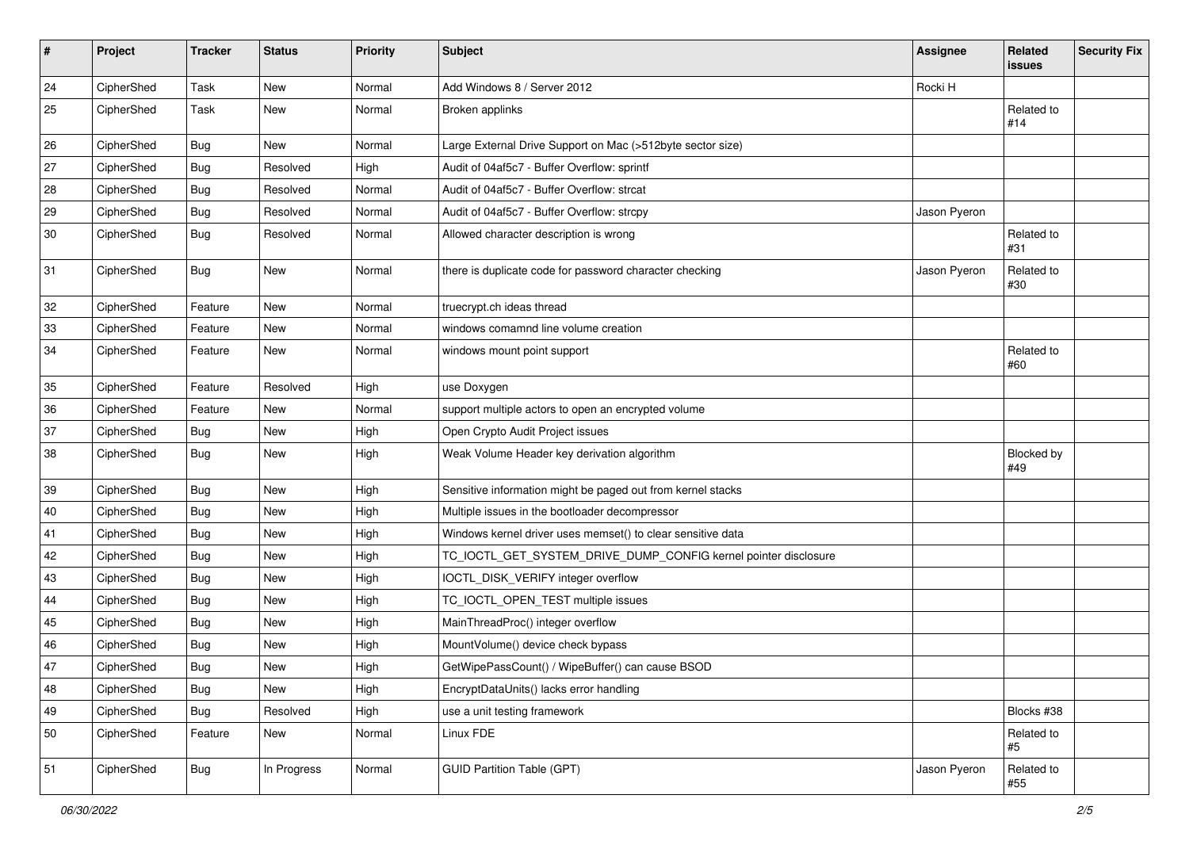| # | Project | Tracker | Status | Priority | Subject | Assignee | Related issues | Security Fix |
|---|---|---|---|---|---|---|---|---|
| 24 | CipherShed | Task | New | Normal | Add Windows 8 / Server 2012 | Rocki H | | |
| 25 | CipherShed | Task | New | Normal | Broken applinks | | Related to #14 | |
| 26 | CipherShed | Bug | New | Normal | Large External Drive Support on Mac (>512byte sector size) | | | |
| 27 | CipherShed | Bug | Resolved | High | Audit of 04af5c7 - Buffer Overflow: sprintf | | | |
| 28 | CipherShed | Bug | Resolved | Normal | Audit of 04af5c7 - Buffer Overflow: strcat | | | |
| 29 | CipherShed | Bug | Resolved | Normal | Audit of 04af5c7 - Buffer Overflow: strcpy | Jason Pyeron | | |
| 30 | CipherShed | Bug | Resolved | Normal | Allowed character description is wrong | | Related to #31 | |
| 31 | CipherShed | Bug | New | Normal | there is duplicate code for password character checking | Jason Pyeron | Related to #30 | |
| 32 | CipherShed | Feature | New | Normal | truecrypt.ch ideas thread | | | |
| 33 | CipherShed | Feature | New | Normal | windows comamnd line volume creation | | | |
| 34 | CipherShed | Feature | New | Normal | windows mount point support | | Related to #60 | |
| 35 | CipherShed | Feature | Resolved | High | use Doxygen | | | |
| 36 | CipherShed | Feature | New | Normal | support multiple actors to open an encrypted volume | | | |
| 37 | CipherShed | Bug | New | High | Open Crypto Audit Project issues | | | |
| 38 | CipherShed | Bug | New | High | Weak Volume Header key derivation algorithm | | Blocked by #49 | |
| 39 | CipherShed | Bug | New | High | Sensitive information might be paged out from kernel stacks | | | |
| 40 | CipherShed | Bug | New | High | Multiple issues in the bootloader decompressor | | | |
| 41 | CipherShed | Bug | New | High | Windows kernel driver uses memset() to clear sensitive data | | | |
| 42 | CipherShed | Bug | New | High | TC_IOCTL_GET_SYSTEM_DRIVE_DUMP_CONFIG kernel pointer disclosure | | | |
| 43 | CipherShed | Bug | New | High | IOCTL_DISK_VERIFY integer overflow | | | |
| 44 | CipherShed | Bug | New | High | TC_IOCTL_OPEN_TEST multiple issues | | | |
| 45 | CipherShed | Bug | New | High | MainThreadProc() integer overflow | | | |
| 46 | CipherShed | Bug | New | High | MountVolume() device check bypass | | | |
| 47 | CipherShed | Bug | New | High | GetWipePassCount() / WipeBuffer() can cause BSOD | | | |
| 48 | CipherShed | Bug | New | High | EncryptDataUnits() lacks error handling | | | |
| 49 | CipherShed | Bug | Resolved | High | use a unit testing framework | | Blocks #38 | |
| 50 | CipherShed | Feature | New | Normal | Linux FDE | | Related to #5 | |
| 51 | CipherShed | Bug | In Progress | Normal | GUID Partition Table (GPT) | Jason Pyeron | Related to #55 | |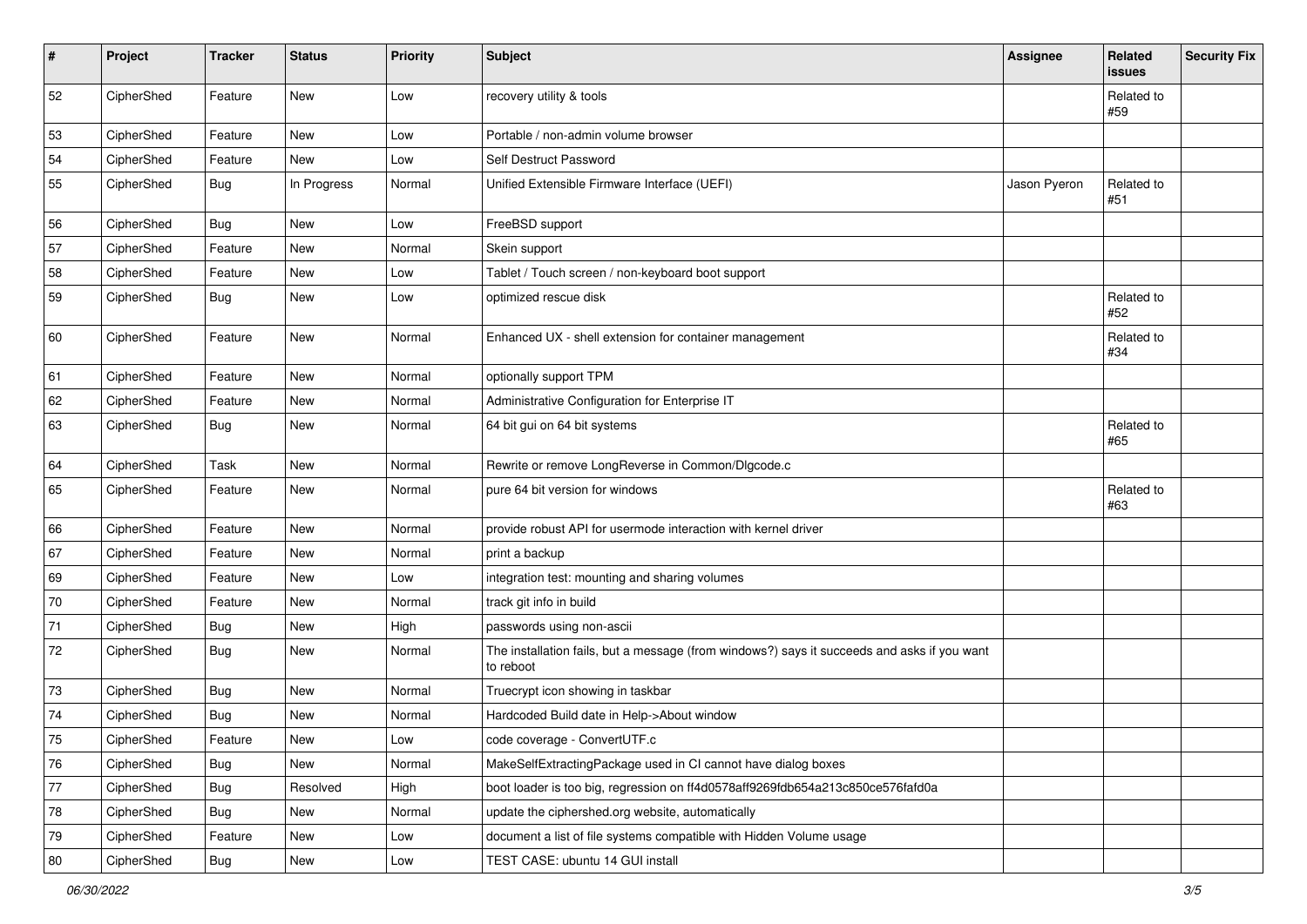| # | Project | Tracker | Status | Priority | Subject | Assignee | Related issues | Security Fix |
|---|---|---|---|---|---|---|---|---|
| 52 | CipherShed | Feature | New | Low | recovery utility & tools | | Related to #59 | |
| 53 | CipherShed | Feature | New | Low | Portable / non-admin volume browser | | | |
| 54 | CipherShed | Feature | New | Low | Self Destruct Password | | | |
| 55 | CipherShed | Bug | In Progress | Normal | Unified Extensible Firmware Interface (UEFI) | Jason Pyeron | Related to #51 | |
| 56 | CipherShed | Bug | New | Low | FreeBSD support | | | |
| 57 | CipherShed | Feature | New | Normal | Skein support | | | |
| 58 | CipherShed | Feature | New | Low | Tablet / Touch screen / non-keyboard boot support | | | |
| 59 | CipherShed | Bug | New | Low | optimized rescue disk | | Related to #52 | |
| 60 | CipherShed | Feature | New | Normal | Enhanced UX - shell extension for container management | | Related to #34 | |
| 61 | CipherShed | Feature | New | Normal | optionally support TPM | | | |
| 62 | CipherShed | Feature | New | Normal | Administrative Configuration for Enterprise IT | | | |
| 63 | CipherShed | Bug | New | Normal | 64 bit gui on 64 bit systems | | Related to #65 | |
| 64 | CipherShed | Task | New | Normal | Rewrite or remove LongReverse in Common/Dlgcode.c | | | |
| 65 | CipherShed | Feature | New | Normal | pure 64 bit version for windows | | Related to #63 | |
| 66 | CipherShed | Feature | New | Normal | provide robust API for usermode interaction with kernel driver | | | |
| 67 | CipherShed | Feature | New | Normal | print a backup | | | |
| 69 | CipherShed | Feature | New | Low | integration test: mounting and sharing volumes | | | |
| 70 | CipherShed | Feature | New | Normal | track git info in build | | | |
| 71 | CipherShed | Bug | New | High | passwords using non-ascii | | | |
| 72 | CipherShed | Bug | New | Normal | The installation fails, but a message (from windows?) says it succeeds and asks if you want to reboot | | | |
| 73 | CipherShed | Bug | New | Normal | Truecrypt icon showing in taskbar | | | |
| 74 | CipherShed | Bug | New | Normal | Hardcoded Build date in Help->About window | | | |
| 75 | CipherShed | Feature | New | Low | code coverage - ConvertUTF.c | | | |
| 76 | CipherShed | Bug | New | Normal | MakeSelfExtractingPackage used in CI cannot have dialog boxes | | | |
| 77 | CipherShed | Bug | Resolved | High | boot loader is too big, regression on ff4d0578aff9269fdb654a213c850ce576fafd0a | | | |
| 78 | CipherShed | Bug | New | Normal | update the ciphershed.org website, automatically | | | |
| 79 | CipherShed | Feature | New | Low | document a list of file systems compatible with Hidden Volume usage | | | |
| 80 | CipherShed | Bug | New | Low | TEST CASE: ubuntu 14 GUI install | | | |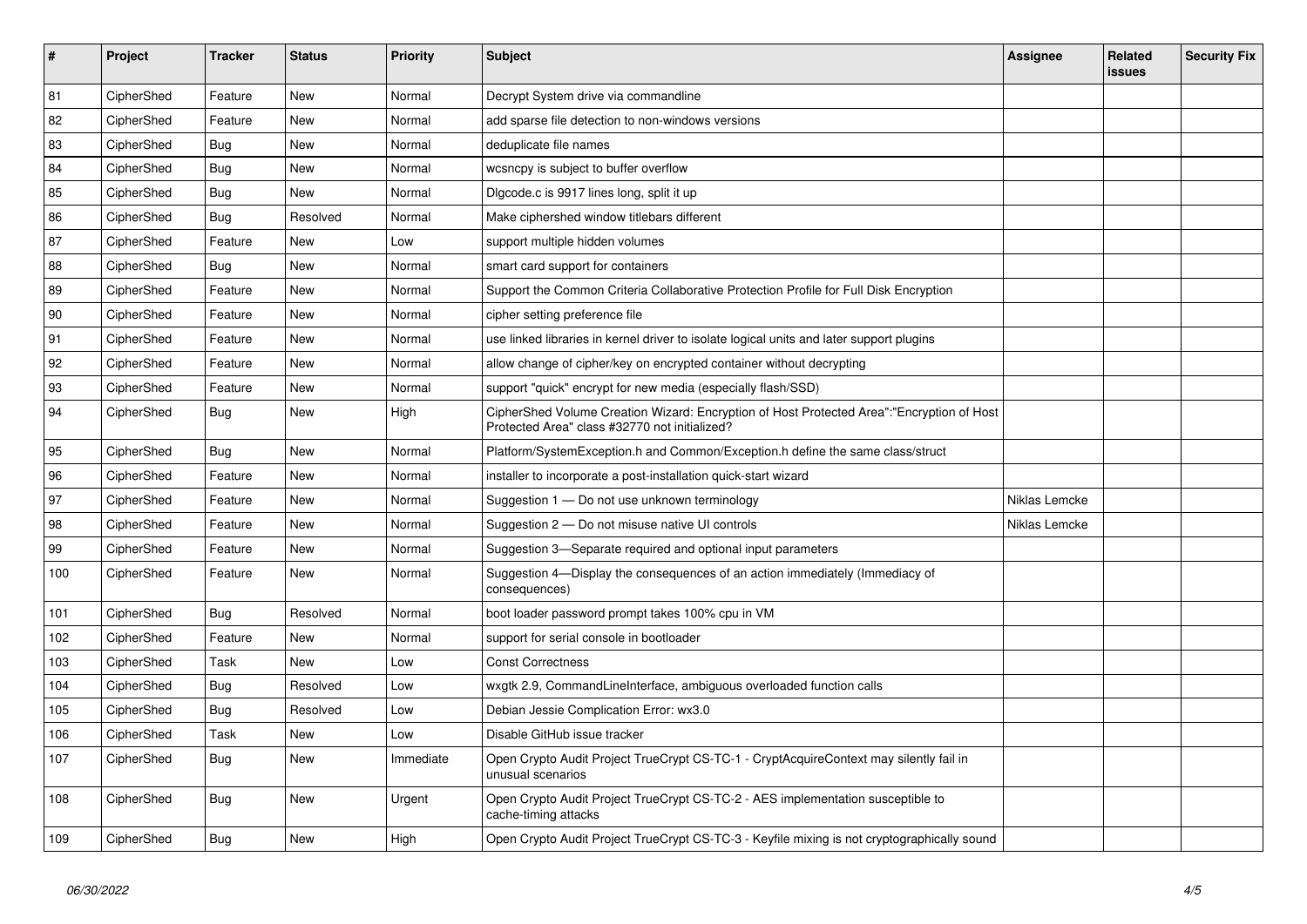| # | Project | Tracker | Status | Priority | Subject | Assignee | Related issues | Security Fix |
|---|---|---|---|---|---|---|---|---|
| 81 | CipherShed | Feature | New | Normal | Decrypt System drive via commandline | | | |
| 82 | CipherShed | Feature | New | Normal | add sparse file detection to non-windows versions | | | |
| 83 | CipherShed | Bug | New | Normal | deduplicate file names | | | |
| 84 | CipherShed | Bug | New | Normal | wcsncpy is subject to buffer overflow | | | |
| 85 | CipherShed | Bug | New | Normal | Dlgcode.c is 9917 lines long, split it up | | | |
| 86 | CipherShed | Bug | Resolved | Normal | Make ciphershed window titlebars different | | | |
| 87 | CipherShed | Feature | New | Low | support multiple hidden volumes | | | |
| 88 | CipherShed | Bug | New | Normal | smart card support for containers | | | |
| 89 | CipherShed | Feature | New | Normal | Support the Common Criteria Collaborative Protection Profile for Full Disk Encryption | | | |
| 90 | CipherShed | Feature | New | Normal | cipher setting preference file | | | |
| 91 | CipherShed | Feature | New | Normal | use linked libraries in kernel driver to isolate logical units and later support plugins | | | |
| 92 | CipherShed | Feature | New | Normal | allow change of cipher/key on encrypted container without decrypting | | | |
| 93 | CipherShed | Feature | New | Normal | support "quick" encrypt for new media (especially flash/SSD) | | | |
| 94 | CipherShed | Bug | New | High | CipherShed Volume Creation Wizard: Encryption of Host Protected Area":"Encryption of Host Protected Area" class #32770 not initialized? | | | |
| 95 | CipherShed | Bug | New | Normal | Platform/SystemException.h and Common/Exception.h define the same class/struct | | | |
| 96 | CipherShed | Feature | New | Normal | installer to incorporate a post-installation quick-start wizard | | | |
| 97 | CipherShed | Feature | New | Normal | Suggestion 1 — Do not use unknown terminology | Niklas Lemcke | | |
| 98 | CipherShed | Feature | New | Normal | Suggestion 2 — Do not misuse native UI controls | Niklas Lemcke | | |
| 99 | CipherShed | Feature | New | Normal | Suggestion 3—Separate required and optional input parameters | | | |
| 100 | CipherShed | Feature | New | Normal | Suggestion 4—Display the consequences of an action immediately (Immediacy of consequences) | | | |
| 101 | CipherShed | Bug | Resolved | Normal | boot loader password prompt takes 100% cpu in VM | | | |
| 102 | CipherShed | Feature | New | Normal | support for serial console in bootloader | | | |
| 103 | CipherShed | Task | New | Low | Const Correctness | | | |
| 104 | CipherShed | Bug | Resolved | Low | wxgtk 2.9, CommandLineInterface, ambiguous overloaded function calls | | | |
| 105 | CipherShed | Bug | Resolved | Low | Debian Jessie Complication Error: wx3.0 | | | |
| 106 | CipherShed | Task | New | Low | Disable GitHub issue tracker | | | |
| 107 | CipherShed | Bug | New | Immediate | Open Crypto Audit Project TrueCrypt CS-TC-1 - CryptAcquireContext may silently fail in unusual scenarios | | | |
| 108 | CipherShed | Bug | New | Urgent | Open Crypto Audit Project TrueCrypt CS-TC-2 - AES implementation susceptible to cache-timing attacks | | | |
| 109 | CipherShed | Bug | New | High | Open Crypto Audit Project TrueCrypt CS-TC-3 - Keyfile mixing is not cryptographically sound | | | |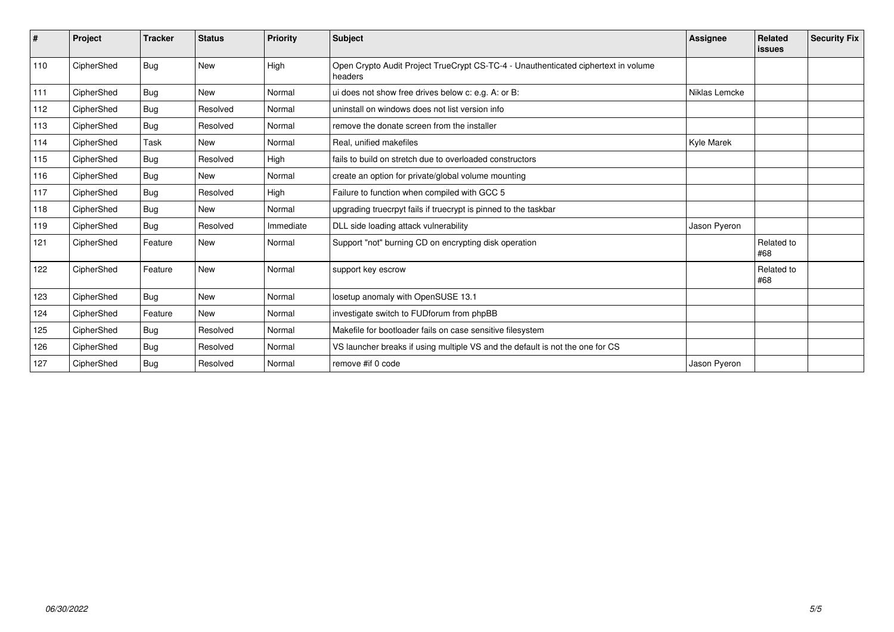| # | Project | Tracker | Status | Priority | Subject | Assignee | Related issues | Security Fix |
|---|---|---|---|---|---|---|---|---|
| 110 | CipherShed | Bug | New | High | Open Crypto Audit Project TrueCrypt CS-TC-4 - Unauthenticated ciphertext in volume headers | | | |
| 111 | CipherShed | Bug | New | Normal | ui does not show free drives below c: e.g. A: or B: | Niklas Lemcke | | |
| 112 | CipherShed | Bug | Resolved | Normal | uninstall on windows does not list version info | | | |
| 113 | CipherShed | Bug | Resolved | Normal | remove the donate screen from the installer | | | |
| 114 | CipherShed | Task | New | Normal | Real, unified makefiles | Kyle Marek | | |
| 115 | CipherShed | Bug | Resolved | High | fails to build on stretch due to overloaded constructors | | | |
| 116 | CipherShed | Bug | New | Normal | create an option for private/global volume mounting | | | |
| 117 | CipherShed | Bug | Resolved | High | Failure to function when compiled with GCC 5 | | | |
| 118 | CipherShed | Bug | New | Normal | upgrading truecrpyt fails if truecrypt is pinned to the taskbar | | | |
| 119 | CipherShed | Bug | Resolved | Immediate | DLL side loading attack vulnerability | Jason Pyeron | | |
| 121 | CipherShed | Feature | New | Normal | Support "not" burning CD on encrypting disk operation | | Related to #68 | |
| 122 | CipherShed | Feature | New | Normal | support key escrow | | Related to #68 | |
| 123 | CipherShed | Bug | New | Normal | losetup anomaly with OpenSUSE 13.1 | | | |
| 124 | CipherShed | Feature | New | Normal | investigate switch to FUDforum from phpBB | | | |
| 125 | CipherShed | Bug | Resolved | Normal | Makefile for bootloader fails on case sensitive filesystem | | | |
| 126 | CipherShed | Bug | Resolved | Normal | VS launcher breaks if using multiple VS and the default is not the one for CS | | | |
| 127 | CipherShed | Bug | Resolved | Normal | remove #if 0 code | Jason Pyeron | | |